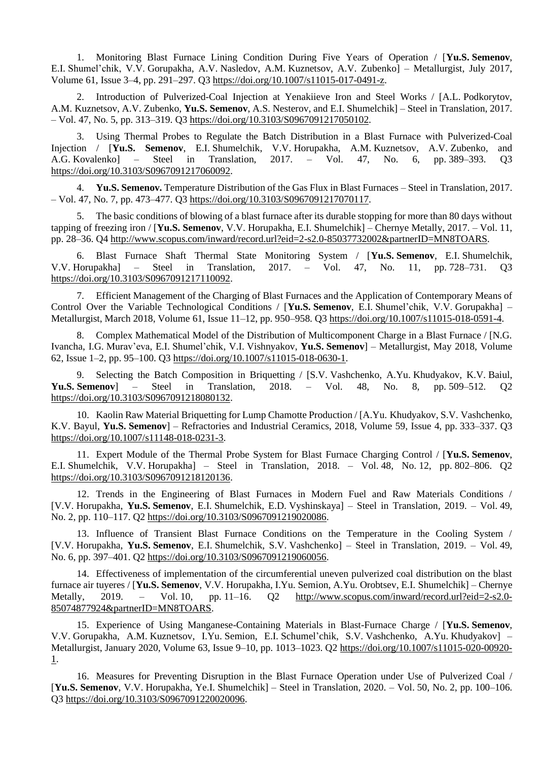1. Monitoring Blast Furnace Lining Condition During Five Years of Operation / [**Yu.S. Semenov**, E.I. Shumel'chik, V.V. Gorupakha, A.V. Nasledov, A.M. Kuznetsov, A.V. Zubenko] – Metallurgist, July 2017, Volume 61, Issue 3–4, pp. 291–297. Q3 https://doi.org/10.1007/s11015-017-0491-z.

2. Introduction of Pulverized-Coal Injection at Yenakiieve Iron and Steel Works / [A.L. Podkorytov, A.M. Kuznetsov, A.V. Zubenko, **Yu.S. Semenov**, A.S. Nesterov, and E.I. Shumelchik] – Steel in Translation, 2017. – Vol. 47, No. 5, pp. 313–319. Q3 https://doi.org/10.3103/S0967091217050102.

3. Using Thermal Probes to Regulate the Batch Distribution in a Blast Furnace with Pulverized-Coal Injection / [**Yu.S. Semenov**, E.I. Shumelchik, V.V. Horupakha, A.M. Kuznetsov, A.V. Zubenko, and A.G. Kovalenko] – Steel in Translation, 2017. – Vol. 47, No. 6, pp. 389–393. Q3 https://doi.org/10.3103/S0967091217060092.

4. **Yu.S. Semenov.** Temperature Distribution of the Gas Flux in Blast Furnaces – Steel in Translation, 2017. – Vol. 47, No. 7, pp. 473–477. Q3 https://doi.org/10.3103/S0967091217070117.

5. The basic conditions of blowing of a blast furnace after its durable stopping for more than 80 days without tapping of freezing iron / [**Yu.S. Semenov**, V.V. Horupakha, E.I. Shumelchik] – Chernye Metally, 2017. – Vol. 11, pp. 28–36. Q4 http://www.scopus.com/inward/record.url?eid=2-s2.0-85037732002&partnerID=MN8TOARS.

6. Blast Furnace Shaft Thermal State Monitoring System / [**Yu.S. Semenov**, E.I. Shumelchik, V.V. Horupakha] – Steel in Translation, 2017. – Vol. 47, No. 11, pp. 728–731. Q3 https://doi.org/10.3103/S0967091217110092.

7. Efficient Management of the Charging of Blast Furnaces and the Application of Contemporary Means of Control Over the Variable Technological Conditions / [**Yu.S. Semenov**, E.I. Shumel'chik, V.V. Gorupakha] – Metallurgist, March 2018, Volume 61, Issue 11–12, pp. 950–958. Q3 https://doi.org/10.1007/s11015-018-0591-4.

8. Complex Mathematical Model of the Distribution of Multicomponent Charge in a Blast Furnace / [N.G. Ivancha, I.G. Murav'eva, E.I. Shumel'chik, V.I. Vishnyakov, **Yu.S. Semenov**] – Metallurgist, May 2018, Volume 62, Issue 1–2, pp. 95–100. Q3 https://doi.org/10.1007/s11015-018-0630-1.

9. Selecting the Batch Composition in Briquetting / [S.V. Vashchenko, A.Yu. Khudyakov, K.V. Baiul, **Yu.S. Semenov**] – Steel in Translation, 2018. – Vol. 48, No. 8, pp. 509–512. Q2 https://doi.org/10.3103/S0967091218080132.

10. Kaolin Raw Material Briquetting for Lump Chamotte Production / [A.Yu. Khudyakov, S.V. Vashchenko, K.V. Bayul, **Yu.S. Semenov**] – Refractories and Industrial Ceramics, 2018, Volume 59, Issue 4, pp. 333–337. Q3 https://doi.org/10.1007/s11148-018-0231-3.

11. Expert Module of the Thermal Probe System for Blast Furnace Charging Control / [**Yu.S. Semenov**, E.I. Shumelchik, V.V. Horupakha] – Steel in Translation, 2018. – Vol. 48, No. 12, pp. 802–806. Q2 https://doi.org/10.3103/S0967091218120136.

12. Trends in the Engineering of Blast Furnaces in Modern Fuel and Raw Materials Conditions / [V.V. Horupakha, **Yu.S. Semenov**, E.I. Shumelchik, E.D. Vyshinskaya] – Steel in Translation, 2019. – Vol. 49, No. 2, pp. 110–117. Q2 https://doi.org/10.3103/S0967091219020086.

13. Influence of Transient Blast Furnace Conditions on the Temperature in the Cooling System / [V.V. Horupakha, **Yu.S. Semenov**, E.I. Shumelchik, S.V. Vashchenko] – Steel in Translation, 2019. – Vol. 49, No. 6, pp. 397–401. Q2 https://doi.org/10.3103/S0967091219060056.

14. Effectiveness of implementation of the circumferential uneven pulverized coal distribution on the blast furnace air tuyeres / [**Yu.S. Semenov**, V.V. Horupakha, I.Yu. Semion, A.Yu. Orobtsev, E.I. Shumelchik] – Chernye Metally, 2019. – Vol. 10, pp. 11–16. Q2 http://www.scopus.com/inward/record.url?eid=2-s2.0-85074877924&partnerID=MN8TOARS.

15. Experience of Using Manganese-Containing Materials in Blast-Furnace Charge / [**Yu.S. Semenov**, V.V. Gorupakha, A.M. Kuznetsov, I.Yu. Semion, E.I. Schumel'chik, S.V. Vashchenko, A.Yu. Khudyakov] – Metallurgist, January 2020, Volume 63, Issue 9–10, pp. 1013–1023. Q2 https://doi.org/10.1007/s11015-020-00920-1.

16. Measures for Preventing Disruption in the Blast Furnace Operation under Use of Pulverized Coal / [**Yu.S. Semenov**, V.V. Horupakha, Ye.I. Shumelchik] – Steel in Translation, 2020. – Vol. 50, No. 2, pp. 100–106. Q3 https://doi.org/10.3103/S0967091220020096.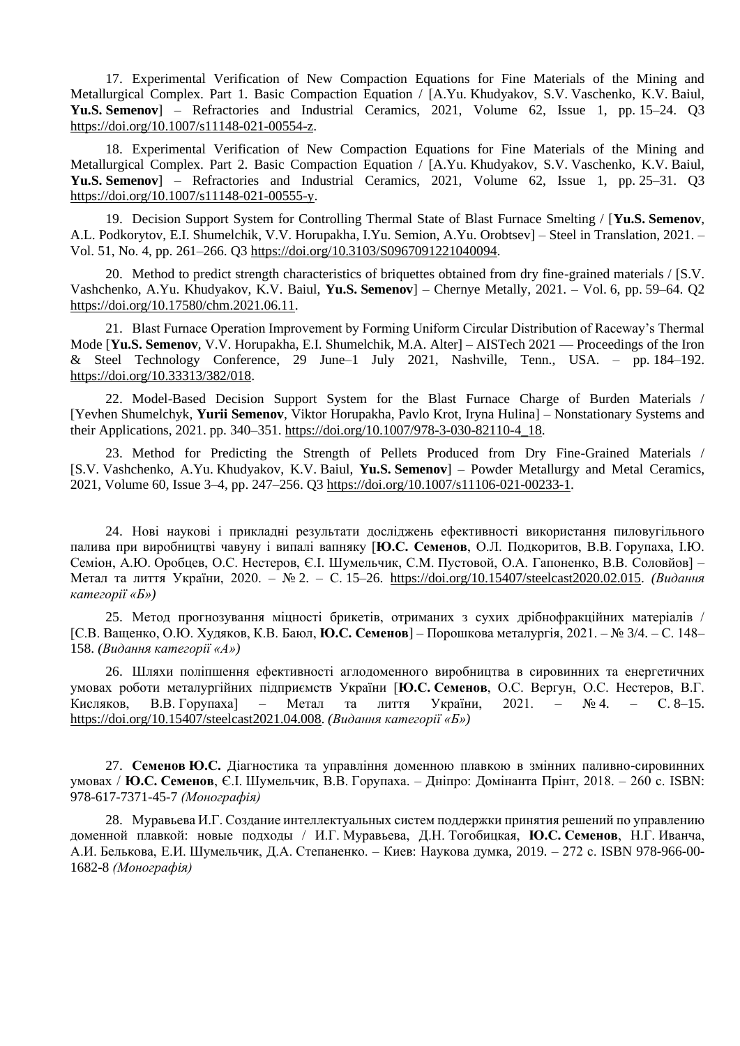17. Experimental Verification of New Compaction Equations for Fine Materials of the Mining and Metallurgical Complex. Part 1. Basic Compaction Equation / [A.Yu. Khudyakov, S.V. Vaschenko, K.V. Baiul, **Yu.S. Semenov**] – Refractories and Industrial Ceramics, 2021, Volume 62, Issue 1, pp. 15–24. Q3 https://doi.org/10.1007/s11148-021-00554-z.

18. Experimental Verification of New Compaction Equations for Fine Materials of the Mining and Metallurgical Complex. Part 2. Basic Compaction Equation / [A.Yu. Khudyakov, S.V. Vaschenko, K.V. Baiul, **Yu.S. Semenov**] – Refractories and Industrial Ceramics, 2021, Volume 62, Issue 1, pp. 25–31. Q3 https://doi.org/10.1007/s11148-021-00555-y.

19. Decision Support System for Controlling Thermal State of Blast Furnace Smelting / [**Yu.S. Semenov**, A.L. Podkorytov, E.I. Shumelchik, V.V. Horupakha, I.Yu. Semion, A.Yu. Orobtsev] – Steel in Translation, 2021. – Vol. 51, No. 4, pp. 261–266. Q3 https://doi.org/10.3103/S0967091221040094.

20. Method to predict strength characteristics of briquettes obtained from dry fine-grained materials / [S.V. Vashchenko, A.Yu. Khudyakov, K.V. Baiul, **Yu.S. Semenov**] – Chernye Metally, 2021. – Vol. 6, pp. 59–64. Q2 https://doi.org/10.17580/chm.2021.06.11.

21. Blast Furnace Operation Improvement by Forming Uniform Circular Distribution of Raceway's Thermal Mode [**Yu.S. Semenov**, V.V. Horupakha, E.I. Shumelchik, M.A. Alter] – AISTech 2021 — Proceedings of the Iron & Steel Technology Conference, 29 June–1 July 2021, Nashville, Tenn., USA. – pp. 184–192. https://doi.org/10.33313/382/018.

22. Model-Based Decision Support System for the Blast Furnace Charge of Burden Materials / [Yevhen Shumelchyk, **Yurii Semenov**, Viktor Horupakha, Pavlo Krot, Iryna Hulina] – Nonstationary Systems and their Applications, 2021. pp. 340–351. https://doi.org/10.1007/978-3-030-82110-4_18.

23. Method for Predicting the Strength of Pellets Produced from Dry Fine-Grained Materials / [S.V. Vashchenko, A.Yu. Khudyakov, K.V. Baiul, **Yu.S. Semenov**] – Powder Metallurgy and Metal Ceramics, 2021, Volume 60, Issue 3–4, pp. 247–256. Q3 https://doi.org/10.1007/s11106-021-00233-1.

24. Нові наукові і прикладні результати досліджень ефективності використання пиловугільного палива при виробництві чавуну і випалі вапняку [**Ю.С. Семенов**, О.Л. Подкоритов, В.В. Горупаха, І.Ю. Семіон, А.Ю. Оробцев, О.С. Нестеров, Є.І. Шумельчик, С.М. Пустовой, О.А. Гапоненко, В.В. Соловйов] – Метал та лиття України, 2020. – № 2. – С. 15–26. https://doi.org/10.15407/steelcast2020.02.015. *(Видання категорії «Б»)*

25. Метод прогнозування міцності брикетів, отриманих з сухих дрібнофракційних матеріалів / [С.В. Ващенко, О.Ю. Худяков, К.В. Баюл, **Ю.С. Семенов**] – Порошкова металургія, 2021. – № 3/4. – С. 148–158. *(Видання категорії «А»)*

26. Шляхи поліпшення ефективності аглодоменного виробництва в сировинних та енергетичних умовах роботи металургійних підприємств України [**Ю.С. Семенов**, О.С. Вергун, О.С. Нестеров, В.Г. Кисляков, В.В. Горупаха] – Метал та лиття України, 2021. – № 4. – С. 8–15. https://doi.org/10.15407/steelcast2021.04.008. *(Видання категорії «Б»)*

27. **Семенов Ю.С.** Діагностика та управління доменною плавкою в змінних паливно-сировинних умовах / **Ю.С. Семенов**, Є.І. Шумельчик, В.В. Горупаха. – Дніпро: Домінанта Прінт, 2018. – 260 с. ISBN: 978-617-7371-45-7 *(Монографія)*

28. Муравьева И.Г. Создание интеллектуальных систем поддержки принятия решений по управлению доменной плавкой: новые подходы / И.Г. Муравьева, Д.Н. Тогобицкая, **Ю.С. Семенов**, Н.Г. Иванча, А.И. Белькова, Е.И. Шумельчик, Д.А. Степаненко. – Киев: Наукова думка, 2019. – 272 с. ISBN 978-966-00-1682-8 *(Монографія)*